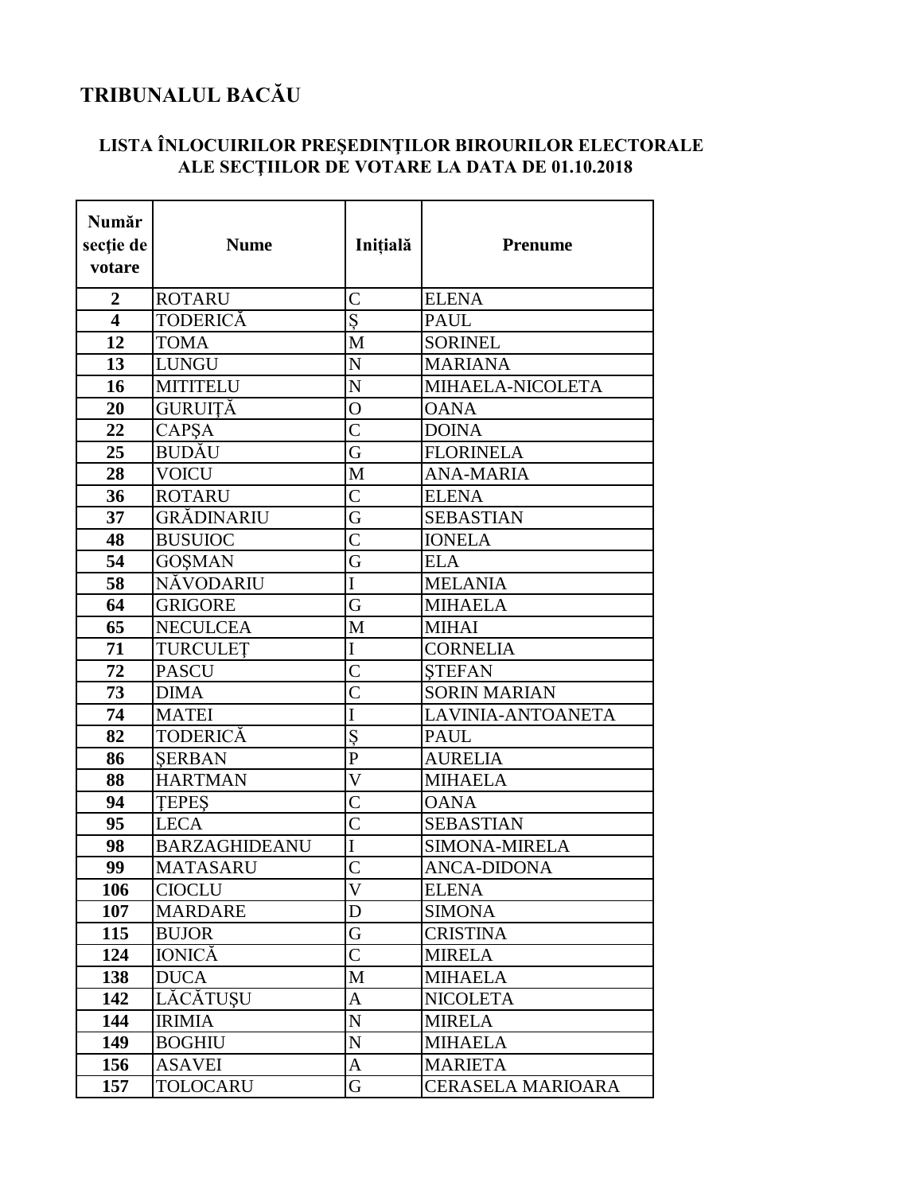# TRIBUNALUL BACĂU

## LISTA ÎNLOCUIRILOR PREŞEDINŢILOR BIROURILOR ELECTORALE ALE SECŢIILOR DE VOTARE LA DATA DE 01.10.2018

| Număr secție de votare | Nume | Inițială | Prenume |
|---|---|---|---|
| **2** | ROTARU | C | ELENA |
| **4** | TODERICĂ | Ş | PAUL |
| **12** | TOMA | M | SORINEL |
| **13** | LUNGU | N | MARIANA |
| **16** | MITITELU | N | MIHAELA-NICOLETA |
| **20** | GURUIȚĂ | O | OANA |
| **22** | CAPŞA | C | DOINA |
| **25** | BUDĂU | G | FLORINELA |
| **28** | VOICU | M | ANA-MARIA |
| **36** | ROTARU | C | ELENA |
| **37** | GRĂDINARIU | G | SEBASTIAN |
| **48** | BUSUIOC | C | IONELA |
| **54** | GOŞMAN | G | ELA |
| **58** | NĂVODARIU | I | MELANIA |
| **64** | GRIGORE | G | MIHAELA |
| **65** | NECULCEA | M | MIHAI |
| **71** | TURCULEŢ | I | CORNELIA |
| **72** | PASCU | C | ŞTEFAN |
| **73** | DIMA | C | SORIN MARIAN |
| **74** | MATEI | I | LAVINIA-ANTOANETA |
| **82** | TODERICĂ | Ş | PAUL |
| **86** | ŞERBAN | P | AURELIA |
| **88** | HARTMAN | V | MIHAELA |
| **94** | ŢEPEŞ | C | OANA |
| **95** | LECA | C | SEBASTIAN |
| **98** | BARZAGHIDEANU | I | SIMONA-MIRELA |
| **99** | MATASARU | C | ANCA-DIDONA |
| **106** | CIOCLU | V | ELENA |
| **107** | MARDARE | D | SIMONA |
| **115** | BUJOR | G | CRISTINA |
| **124** | IONICĂ | C | MIRELA |
| **138** | DUCA | M | MIHAELA |
| **142** | LĂCĂTUȘU | A | NICOLETA |
| **144** | IRIMIA | N | MIRELA |
| **149** | BOGHIU | N | MIHAELA |
| **156** | ASAVEI | A | MARIETA |
| **157** | TOLOCARU | G | CERASELA MARIOARA |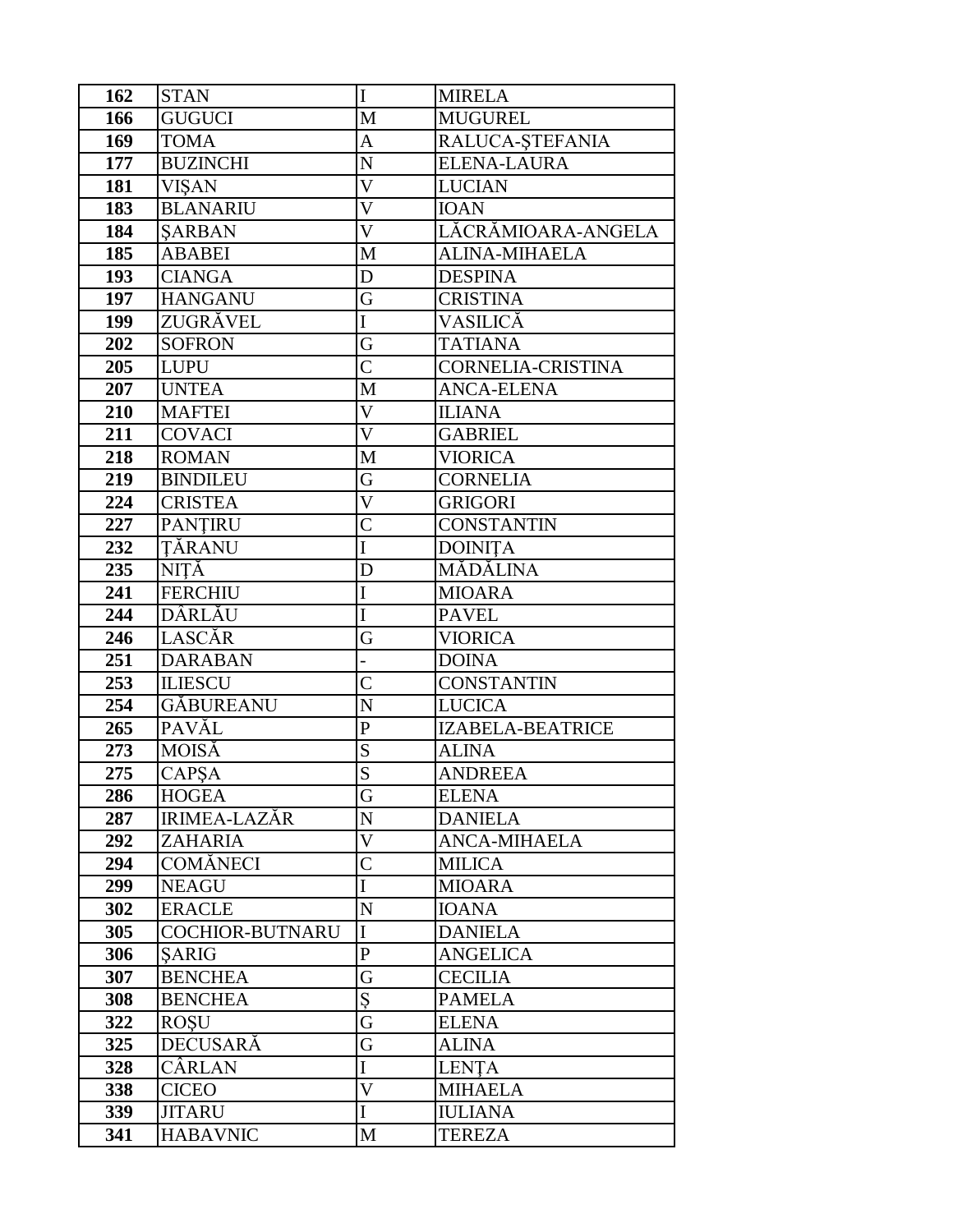| 162 | STAN | I | MIRELA |
|---|---|---|---|
| 166 | GUGUCI | M | MUGUREL |
| 169 | TOMA | A | RALUCA-ŞTEFANIA |
| 177 | BUZINCHI | N | ELENA-LAURA |
| 181 | VIŞAN | V | LUCIAN |
| 183 | BLANARIU | V | IOAN |
| 184 | ŞARBAN | V | LĂCRĂMIOARA-ANGELA |
| 185 | ABABEI | M | ALINA-MIHAELA |
| 193 | CIANGA | D | DESPINA |
| 197 | HANGANU | G | CRISTINA |
| 199 | ZUGRĂVEL | I | VASILICĂ |
| 202 | SOFRON | G | TATIANA |
| 205 | LUPU | C | CORNELIA-CRISTINA |
| 207 | UNTEA | M | ANCA-ELENA |
| 210 | MAFTEI | V | ILIANA |
| 211 | COVACI | V | GABRIEL |
| 218 | ROMAN | M | VIORICA |
| 219 | BINDILEU | G | CORNELIA |
| 224 | CRISTEA | V | GRIGORI |
| 227 | PANȚIRU | C | CONSTANTIN |
| 232 | ȚĂRANU | I | DOINIȚA |
| 235 | NIȚĂ | D | MĂDĂLINA |
| 241 | FERCHIU | I | MIOARA |
| 244 | DÂRLĂU | I | PAVEL |
| 246 | LASCĂR | G | VIORICA |
| 251 | DARABAN | - | DOINA |
| 253 | ILIESCU | C | CONSTANTIN |
| 254 | GĂBUREANU | N | LUCICA |
| 265 | PAVĂL | P | IZABELA-BEATRICE |
| 273 | MOISĂ | S | ALINA |
| 275 | CAPŞA | S | ANDREEA |
| 286 | HOGEA | G | ELENA |
| 287 | IRIMEA-LAZĂR | N | DANIELA |
| 292 | ZAHARIA | V | ANCA-MIHAELA |
| 294 | COMĂNECI | C | MILICA |
| 299 | NEAGU | I | MIOARA |
| 302 | ERACLE | N | IOANA |
| 305 | COCHIOR-BUTNARU | I | DANIELA |
| 306 | ŞARIG | P | ANGELICA |
| 307 | BENCHEA | G | CECILIA |
| 308 | BENCHEA | Ș | PAMELA |
| 322 | ROŞU | G | ELENA |
| 325 | DECUSARĂ | G | ALINA |
| 328 | CÂRLAN | I | LENȚA |
| 338 | CICEO | V | MIHAELA |
| 339 | JITARU | I | IULIANA |
| 341 | HABAVNIC | M | TEREZA |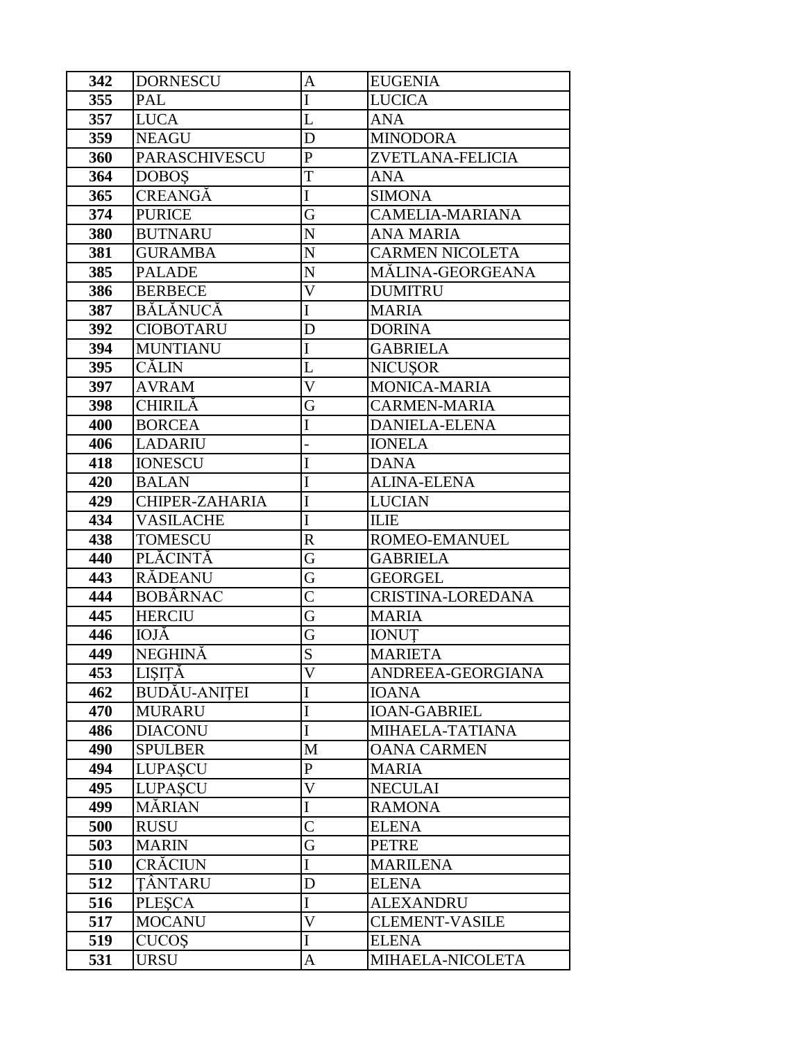| 342 | DORNESCU | A | EUGENIA |
|---|---|---|---|
| 355 | PAL | I | LUCICA |
| 357 | LUCA | L | ANA |
| 359 | NEAGU | D | MINODORA |
| 360 | PARASCHIVESCU | P | ZVETLANA-FELICIA |
| 364 | DOBOȘ | T | ANA |
| 365 | CREANGĂ | I | SIMONA |
| 374 | PURICE | G | CAMELIA-MARIANA |
| 380 | BUTNARU | N | ANA MARIA |
| 381 | GURAMBA | N | CARMEN NICOLETA |
| 385 | PALADE | N | MĂLINA-GEORGEANA |
| 386 | BERBECE | V | DUMITRU |
| 387 | BĂLĂNUCĂ | I | MARIA |
| 392 | CIOBOTARU | D | DORINA |
| 394 | MUNTIANU | I | GABRIELA |
| 395 | CĂLIN | L | NICUȘOR |
| 397 | AVRAM | V | MONICA-MARIA |
| 398 | CHIRILĂ | G | CARMEN-MARIA |
| 400 | BORCEA | I | DANIELA-ELENA |
| 406 | LADARIU | - | IONELA |
| 418 | IONESCU | I | DANA |
| 420 | BALAN | I | ALINA-ELENA |
| 429 | CHIPER-ZAHARIA | I | LUCIAN |
| 434 | VASILACHE | I | ILIE |
| 438 | TOMESCU | R | ROMEO-EMANUEL |
| 440 | PLĂCINTĂ | G | GABRIELA |
| 443 | RĂDEANU | G | GEORGEL |
| 444 | BOBÂRNAC | C | CRISTINA-LOREDANA |
| 445 | HERCIU | G | MARIA |
| 446 | IOJĂ | G | IONUȚ |
| 449 | NEGHINĂ | S | MARIETA |
| 453 | LIȘIȚĂ | V | ANDREEA-GEORGIANA |
| 462 | BUDĂU-ANIȚEI | I | IOANA |
| 470 | MURARU | I | IOAN-GABRIEL |
| 486 | DIACONU | I | MIHAELA-TATIANA |
| 490 | SPULBER | M | OANA CARMEN |
| 494 | LUPAȘCU | P | MARIA |
| 495 | LUPAȘCU | V | NECULAI |
| 499 | MĂRIAN | I | RAMONA |
| 500 | RUSU | C | ELENA |
| 503 | MARIN | G | PETRE |
| 510 | CRĂCIUN | I | MARILENA |
| 512 | ȚÂNTARU | D | ELENA |
| 516 | PLEȘCA | I | ALEXANDRU |
| 517 | MOCANU | V | CLEMENT-VASILE |
| 519 | CUCOȘ | I | ELENA |
| 531 | URSU | A | MIHAELA-NICOLETA |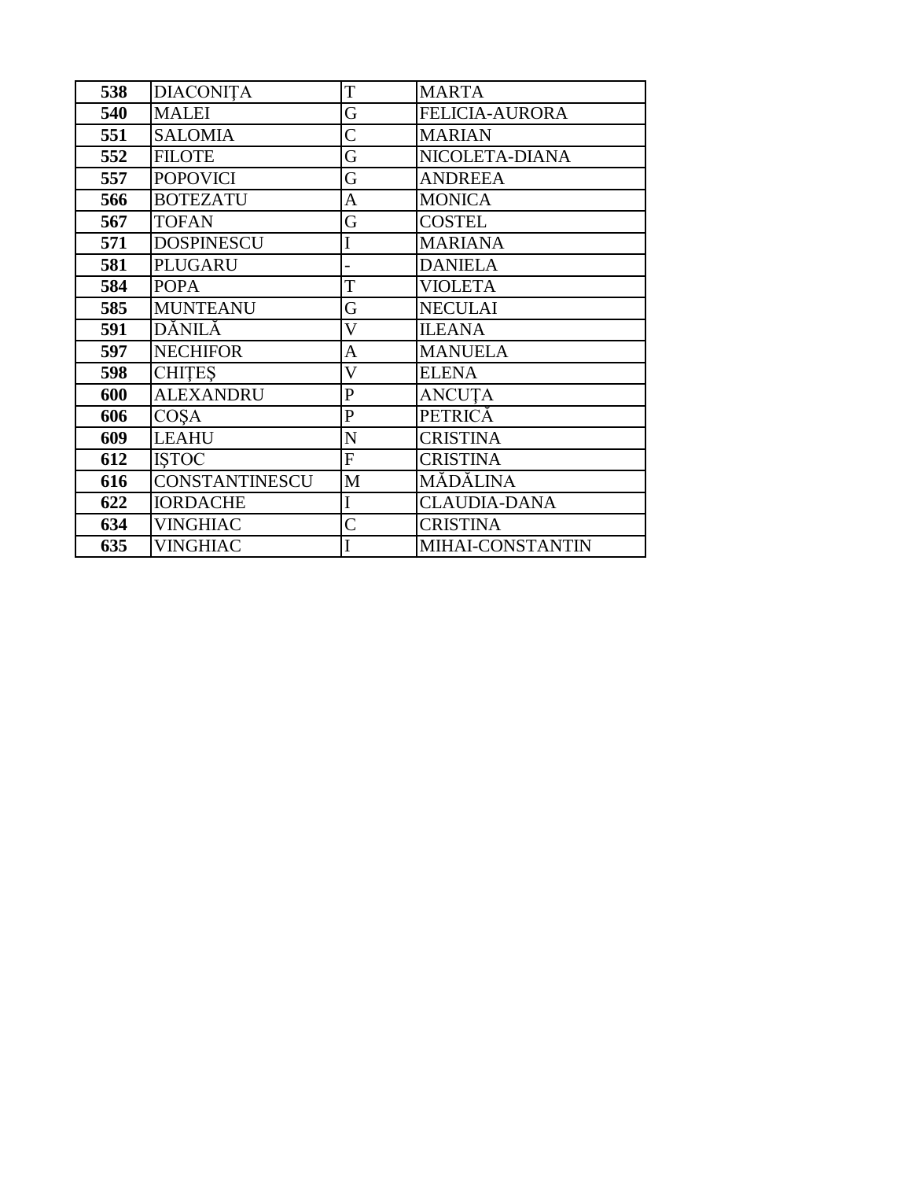| | | | |
|---|---|---|---|
| **538** | DIACONIȚA | T | MARTA |
| **540** | MALEI | G | FELICIA-AURORA |
| **551** | SALOMIA | C | MARIAN |
| **552** | FILOTE | G | NICOLETA-DIANA |
| **557** | POPOVICI | G | ANDREEA |
| **566** | BOTEZATU | A | MONICA |
| **567** | TOFAN | G | COSTEL |
| **571** | DOSPINESCU | I | MARIANA |
| **581** | PLUGARU | - | DANIELA |
| **584** | POPA | T | VIOLETA |
| **585** | MUNTEANU | G | NECULAI |
| **591** | DĂNILĂ | V | ILEANA |
| **597** | NECHIFOR | A | MANUELA |
| **598** | CHIȚEȘ | V | ELENA |
| **600** | ALEXANDRU | P | ANCUȚA |
| **606** | COȘA | P | PETRICĂ |
| **609** | LEAHU | N | CRISTINA |
| **612** | IȘTOC | F | CRISTINA |
| **616** | CONSTANTINESCU | M | MĂDĂLINA |
| **622** | IORDACHE | I | CLAUDIA-DANA |
| **634** | VINGHIAC | C | CRISTINA |
| **635** | VINGHIAC | I | MIHAI-CONSTANTIN |